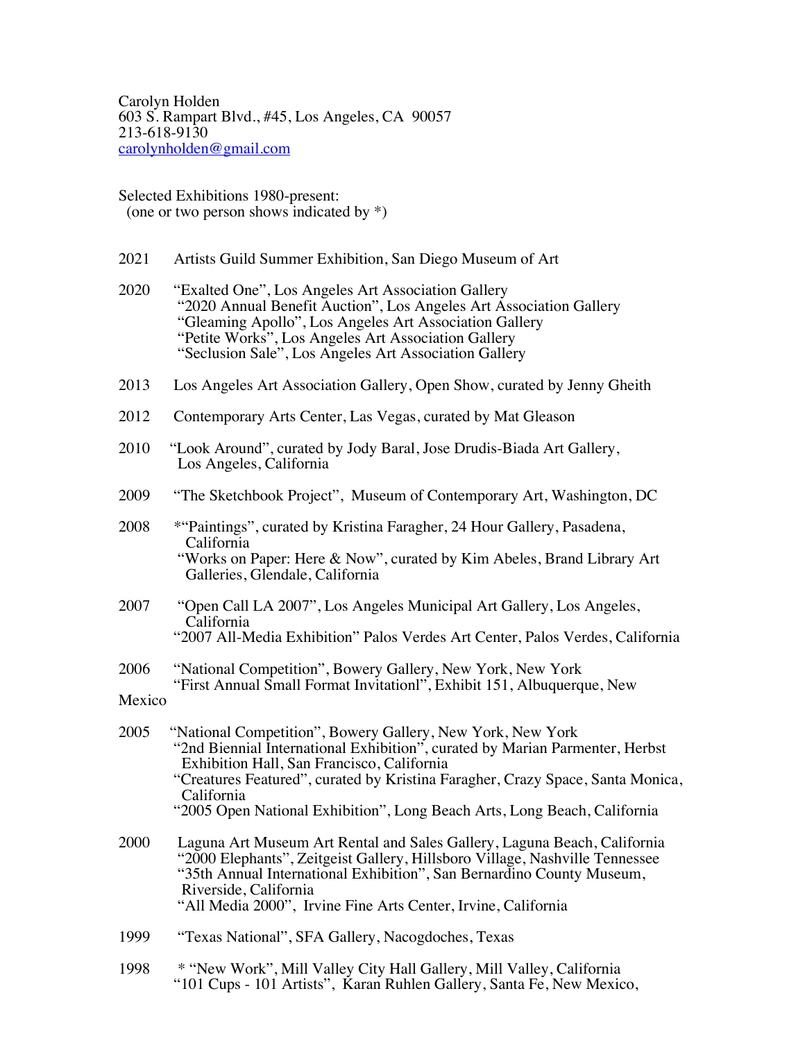Carolyn Holden
603 S. Rampart Blvd., #45, Los Angeles, CA 90057
213-618-9130
carolynholden@gmail.com

Selected Exhibitions 1980-present:
(one or two person shows indicated by *)

2021 Artists Guild Summer Exhibition, San Diego Museum of Art

2020 "Exalted One", Los Angeles Art Association Gallery
"2020 Annual Benefit Auction", Los Angeles Art Association Gallery
"Gleaming Apollo", Los Angeles Art Association Gallery
"Petite Works", Los Angeles Art Association Gallery
"Seclusion Sale", Los Angeles Art Association Gallery

2013 Los Angeles Art Association Gallery, Open Show, curated by Jenny Gheith

2012 Contemporary Arts Center, Las Vegas, curated by Mat Gleason

2010 "Look Around", curated by Jody Baral, Jose Drudis-Biada Art Gallery, Los Angeles, California

2009 "The Sketchbook Project", Museum of Contemporary Art, Washington, DC

2008 *"Paintings", curated by Kristina Faragher, 24 Hour Gallery, Pasadena, California
"Works on Paper: Here & Now", curated by Kim Abeles, Brand Library Art Galleries, Glendale, California

2007 "Open Call LA 2007", Los Angeles Municipal Art Gallery, Los Angeles, California
"2007 All-Media Exhibition" Palos Verdes Art Center, Palos Verdes, California

2006 "National Competition", Bowery Gallery, New York, New York
"First Annual Small Format Invitationl", Exhibit 151, Albuquerque, New Mexico

2005 "National Competition", Bowery Gallery, New York, New York
"2nd Biennial International Exhibition", curated by Marian Parmenter, Herbst Exhibition Hall, San Francisco, California
"Creatures Featured", curated by Kristina Faragher, Crazy Space, Santa Monica, California
"2005 Open National Exhibition", Long Beach Arts, Long Beach, California

2000 Laguna Art Museum Art Rental and Sales Gallery, Laguna Beach, California
"2000 Elephants", Zeitgeist Gallery, Hillsboro Village, Nashville Tennessee
"35th Annual International Exhibition", San Bernardino County Museum, Riverside, California
"All Media 2000", Irvine Fine Arts Center, Irvine, California

1999 "Texas National", SFA Gallery, Nacogdoches, Texas

1998 * "New Work", Mill Valley City Hall Gallery, Mill Valley, California
"101 Cups - 101 Artists", Karan Ruhlen Gallery, Santa Fe, New Mexico,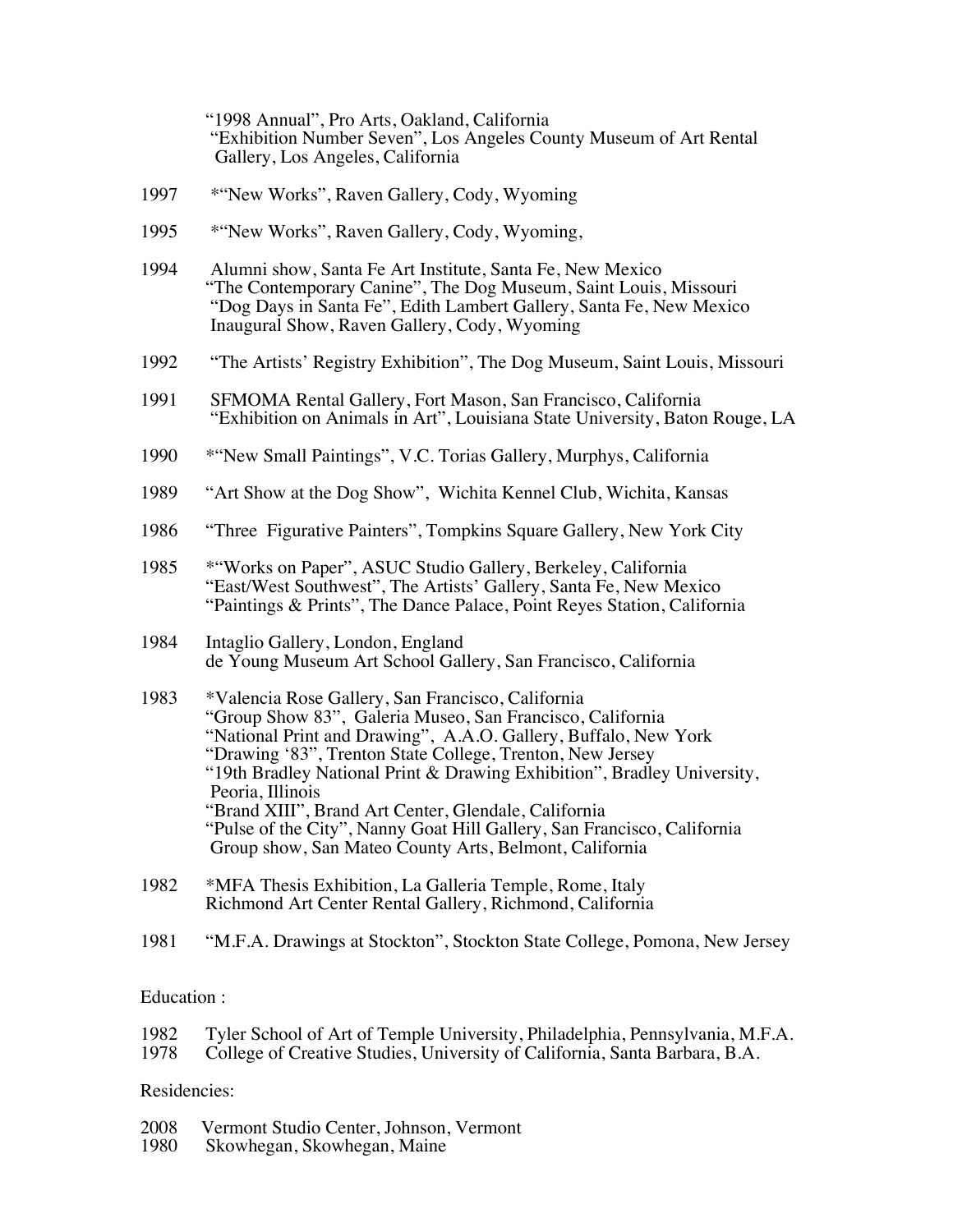"1998 Annual", Pro Arts, Oakland, California
"Exhibition Number Seven", Los Angeles County Museum of Art Rental Gallery, Los Angeles, California

1997 *"New Works", Raven Gallery, Cody, Wyoming

1995 *"New Works", Raven Gallery, Cody, Wyoming,

1994 Alumni show, Santa Fe Art Institute, Santa Fe, New Mexico
"The Contemporary Canine", The Dog Museum, Saint Louis, Missouri
"Dog Days in Santa Fe", Edith Lambert Gallery, Santa Fe, New Mexico
Inaugural Show, Raven Gallery, Cody, Wyoming

1992 "The Artists' Registry Exhibition", The Dog Museum, Saint Louis, Missouri

1991 SFMOMA Rental Gallery, Fort Mason, San Francisco, California
"Exhibition on Animals in Art", Louisiana State University, Baton Rouge, LA

1990 *"New Small Paintings", V.C. Torias Gallery, Murphys, California

1989 "Art Show at the Dog Show", Wichita Kennel Club, Wichita, Kansas

1986 "Three Figurative Painters", Tompkins Square Gallery, New York City

1985 *"Works on Paper", ASUC Studio Gallery, Berkeley, California
"East/West Southwest", The Artists' Gallery, Santa Fe, New Mexico
"Paintings & Prints", The Dance Palace, Point Reyes Station, California

1984 Intaglio Gallery, London, England
de Young Museum Art School Gallery, San Francisco, California

1983 *Valencia Rose Gallery, San Francisco, California
"Group Show 83", Galeria Museo, San Francisco, California
"National Print and Drawing", A.A.O. Gallery, Buffalo, New York
"Drawing '83", Trenton State College, Trenton, New Jersey
"19th Bradley National Print & Drawing Exhibition", Bradley University, Peoria, Illinois
"Brand XIII", Brand Art Center, Glendale, California
"Pulse of the City", Nanny Goat Hill Gallery, San Francisco, California
Group show, San Mateo County Arts, Belmont, California

1982 *MFA Thesis Exhibition, La Galleria Temple, Rome, Italy
Richmond Art Center Rental Gallery, Richmond, California

1981 "M.F.A. Drawings at Stockton", Stockton State College, Pomona, New Jersey

Education :

1982 Tyler School of Art of Temple University, Philadelphia, Pennsylvania, M.F.A.
1978 College of Creative Studies, University of California, Santa Barbara, B.A.

Residencies:

2008 Vermont Studio Center, Johnson, Vermont
1980 Skowhegan, Skowhegan, Maine